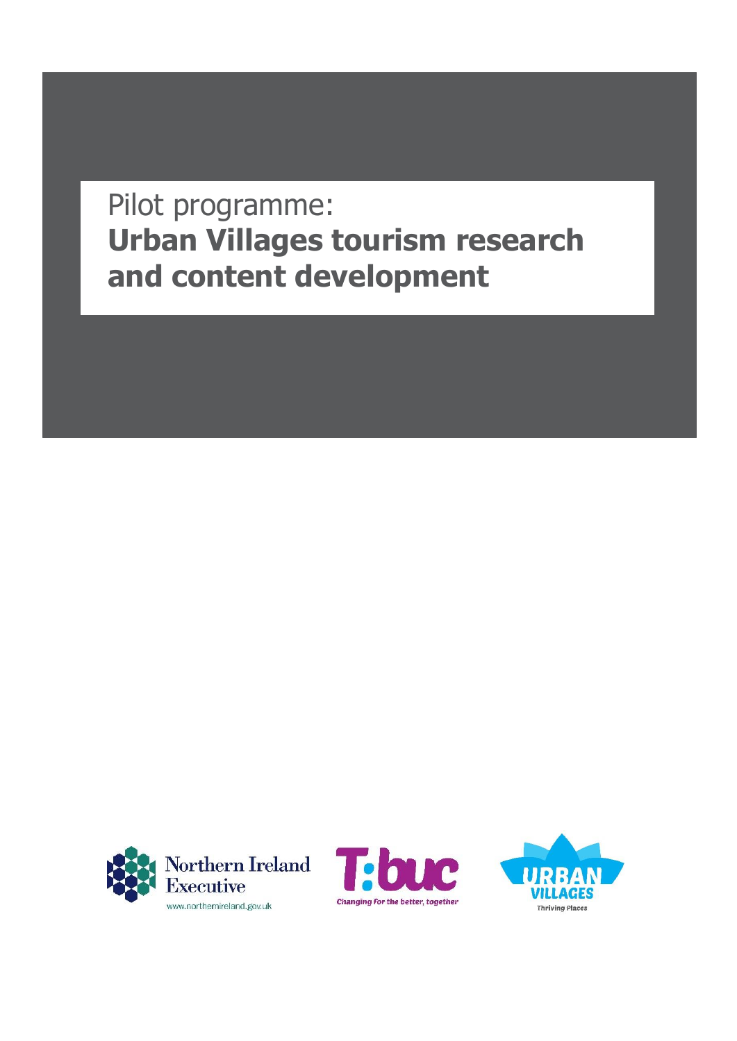# Pilot programme: **Urban Villages tourism research and content development**

Northern Ireland Executive
www.northernireland.gov.uk

T:buc
Changing for the better, together

URBAN VILLAGES
Thriving Places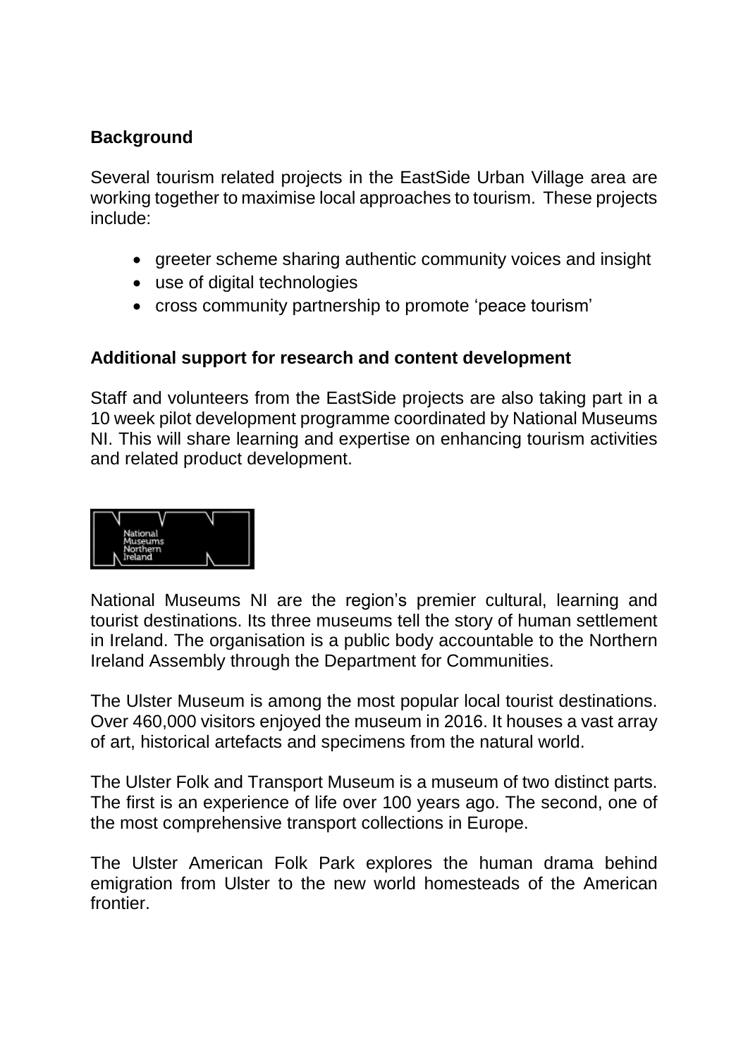## Background

Several tourism related projects in the EastSide Urban Village area are working together to maximise local approaches to tourism. These projects include:

- greeter scheme sharing authentic community voices and insight
- use of digital technologies
- cross community partnership to promote 'peace tourism'

## Additional support for research and content development

Staff and volunteers from the EastSide projects are also taking part in a 10 week pilot development programme coordinated by National Museums NI. This will share learning and expertise on enhancing tourism activities and related product development.

National Museums Northern Ireland

National Museums NI are the region's premier cultural, learning and tourist destinations. Its three museums tell the story of human settlement in Ireland. The organisation is a public body accountable to the Northern Ireland Assembly through the Department for Communities.

The Ulster Museum is among the most popular local tourist destinations. Over 460,000 visitors enjoyed the museum in 2016. It houses a vast array of art, historical artefacts and specimens from the natural world.

The Ulster Folk and Transport Museum is a museum of two distinct parts. The first is an experience of life over 100 years ago. The second, one of the most comprehensive transport collections in Europe.

The Ulster American Folk Park explores the human drama behind emigration from Ulster to the new world homesteads of the American frontier.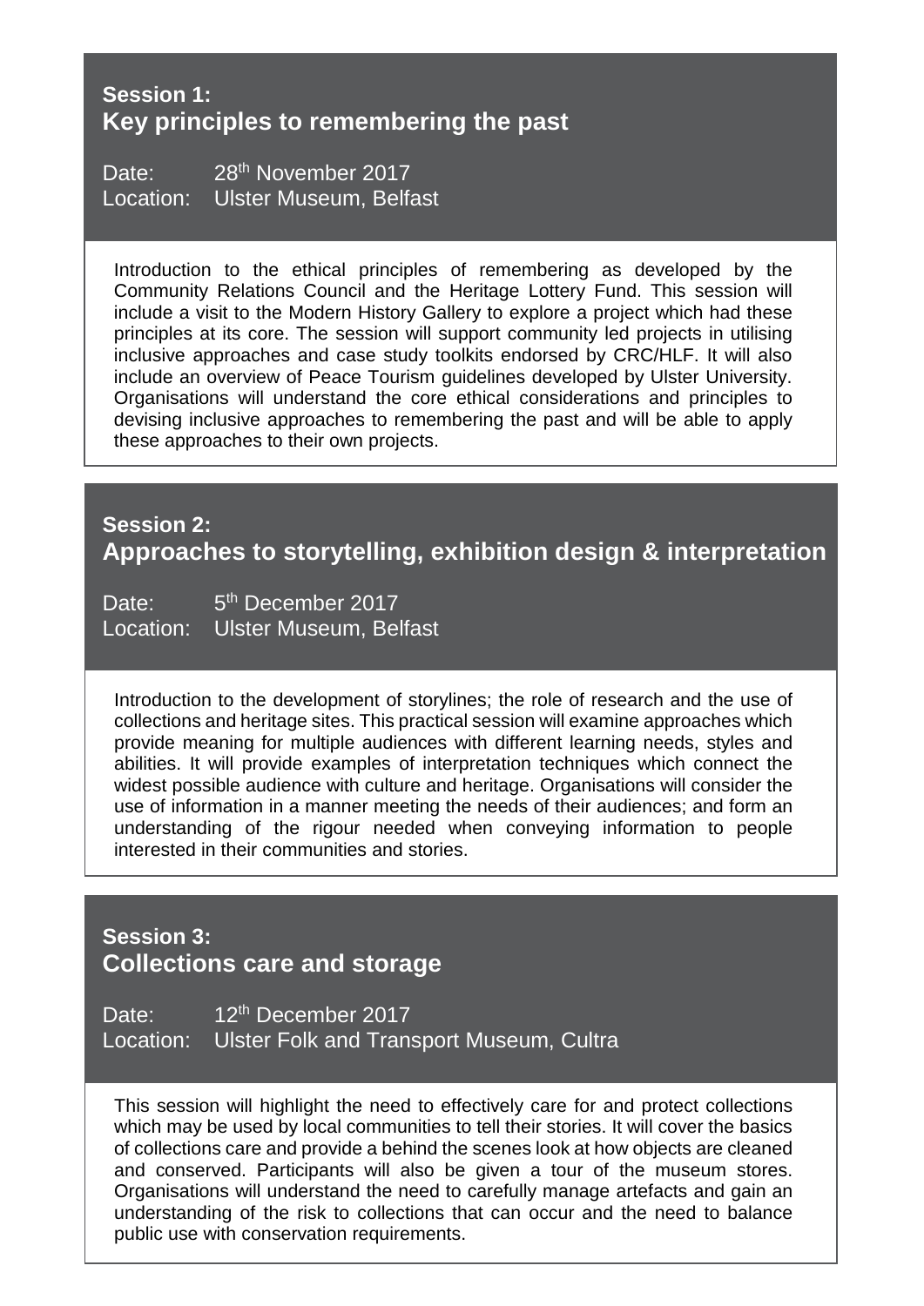## Session 1: Key principles to remembering the past

Date: 28th November 2017
Location: Ulster Museum, Belfast

Introduction to the ethical principles of remembering as developed by the Community Relations Council and the Heritage Lottery Fund. This session will include a visit to the Modern History Gallery to explore a project which had these principles at its core. The session will support community led projects in utilising inclusive approaches and case study toolkits endorsed by CRC/HLF. It will also include an overview of Peace Tourism guidelines developed by Ulster University. Organisations will understand the core ethical considerations and principles to devising inclusive approaches to remembering the past and will be able to apply these approaches to their own projects.

## Session 2: Approaches to storytelling, exhibition design & interpretation

Date: 5th December 2017
Location: Ulster Museum, Belfast

Introduction to the development of storylines; the role of research and the use of collections and heritage sites. This practical session will examine approaches which provide meaning for multiple audiences with different learning needs, styles and abilities. It will provide examples of interpretation techniques which connect the widest possible audience with culture and heritage. Organisations will consider the use of information in a manner meeting the needs of their audiences; and form an understanding of the rigour needed when conveying information to people interested in their communities and stories.

## Session 3: Collections care and storage

Date: 12th December 2017
Location: Ulster Folk and Transport Museum, Cultra

This session will highlight the need to effectively care for and protect collections which may be used by local communities to tell their stories. It will cover the basics of collections care and provide a behind the scenes look at how objects are cleaned and conserved. Participants will also be given a tour of the museum stores. Organisations will understand the need to carefully manage artefacts and gain an understanding of the risk to collections that can occur and the need to balance public use with conservation requirements.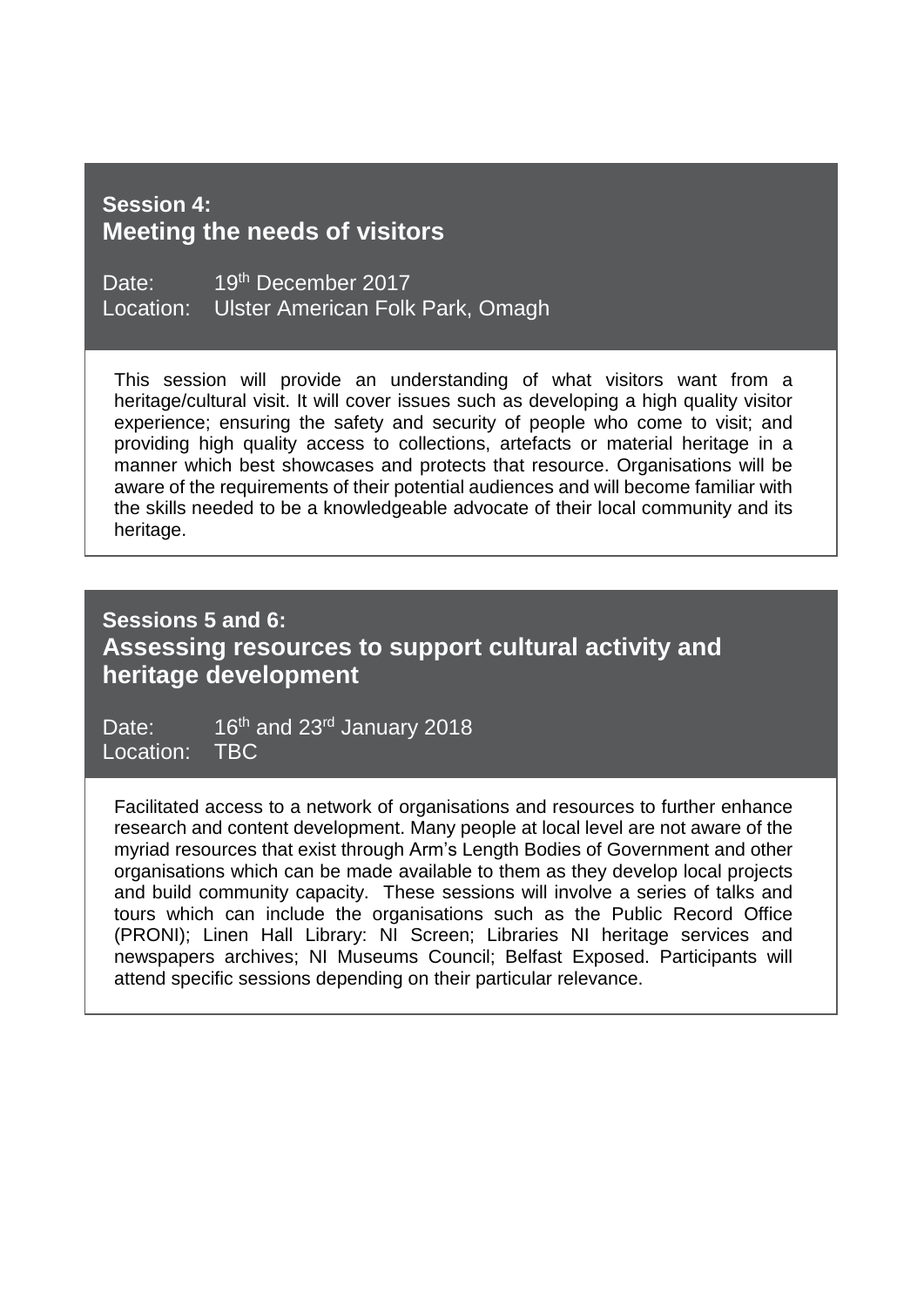## Session 4:
## Meeting the needs of visitors

Date: 19th December 2017
Location: Ulster American Folk Park, Omagh

This session will provide an understanding of what visitors want from a heritage/cultural visit. It will cover issues such as developing a high quality visitor experience; ensuring the safety and security of people who come to visit; and providing high quality access to collections, artefacts or material heritage in a manner which best showcases and protects that resource. Organisations will be aware of the requirements of their potential audiences and will become familiar with the skills needed to be a knowledgeable advocate of their local community and its heritage.

## Sessions 5 and 6:
## Assessing resources to support cultural activity and heritage development

Date: 16th and 23rd January 2018
Location: TBC

Facilitated access to a network of organisations and resources to further enhance research and content development. Many people at local level are not aware of the myriad resources that exist through Arm's Length Bodies of Government and other organisations which can be made available to them as they develop local projects and build community capacity. These sessions will involve a series of talks and tours which can include the organisations such as the Public Record Office (PRONI); Linen Hall Library: NI Screen; Libraries NI heritage services and newspapers archives; NI Museums Council; Belfast Exposed. Participants will attend specific sessions depending on their particular relevance.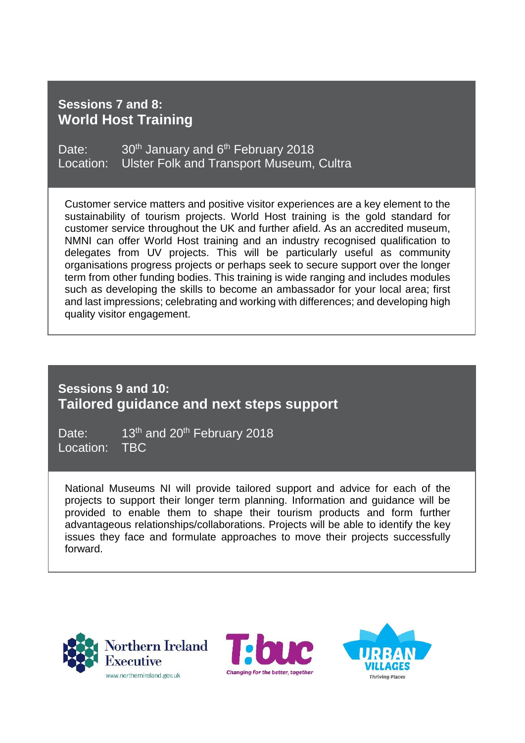## Sessions 7 and 8:
## World Host Training

Date: 30th January and 6th February 2018
Location: Ulster Folk and Transport Museum, Cultra

Customer service matters and positive visitor experiences are a key element to the sustainability of tourism projects. World Host training is the gold standard for customer service throughout the UK and further afield. As an accredited museum, NMNI can offer World Host training and an industry recognised qualification to delegates from UV projects. This will be particularly useful as community organisations progress projects or perhaps seek to secure support over the longer term from other funding bodies. This training is wide ranging and includes modules such as developing the skills to become an ambassador for your local area; first and last impressions; celebrating and working with differences; and developing high quality visitor engagement.

## Sessions 9 and 10:
## Tailored guidance and next steps support

Date: 13th and 20th February 2018
Location: TBC

National Museums NI will provide tailored support and advice for each of the projects to support their longer term planning. Information and guidance will be provided to enable them to shape their tourism products and form further advantageous relationships/collaborations. Projects will be able to identify the key issues they face and formulate approaches to move their projects successfully forward.

Northern Ireland Executive
www.northernireland.gov.uk

T:buc
Changing for the better, together

URBAN VILLAGES
Thriving Places